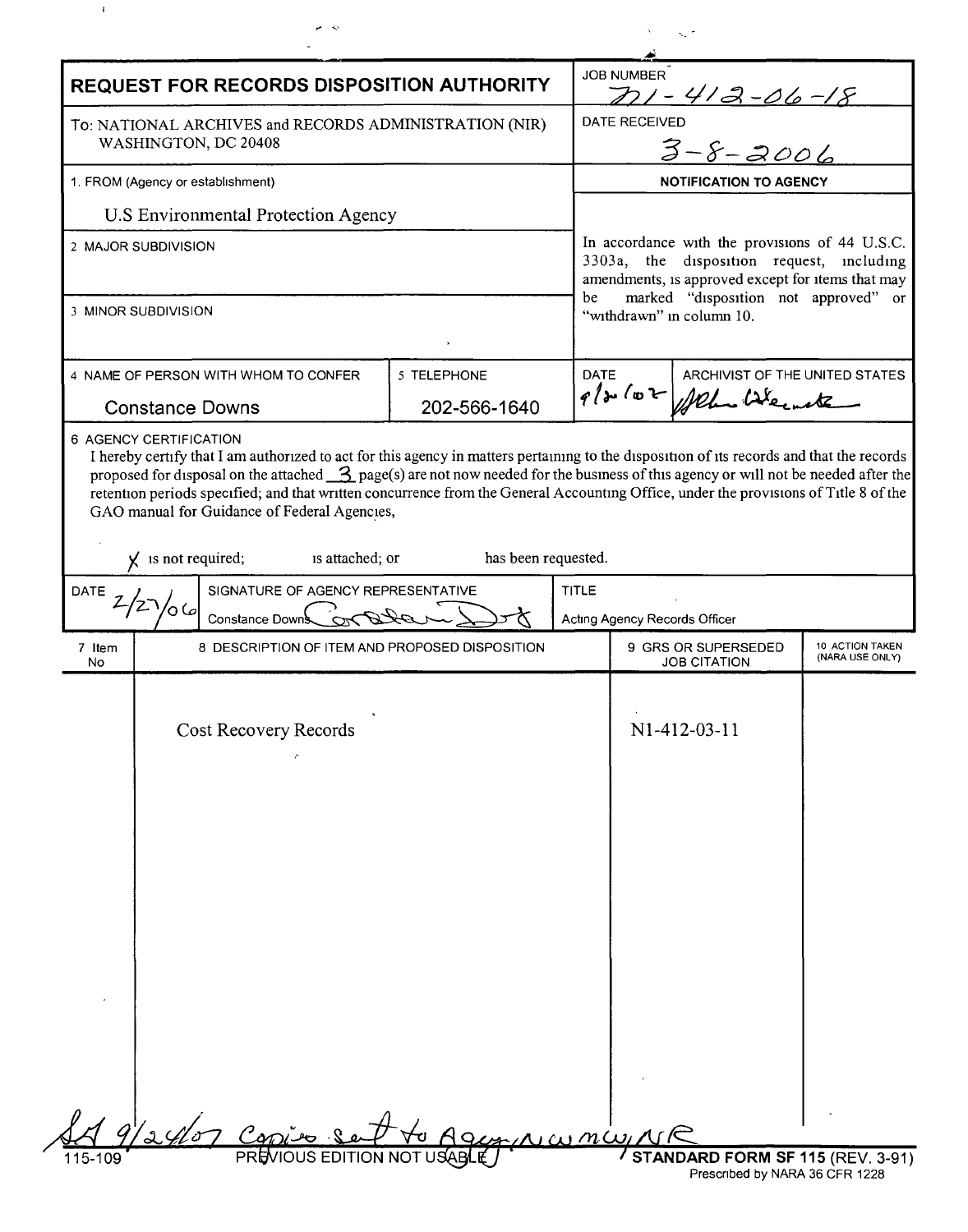# REQUEST FOR RECORDS DISPOSITION AUTHORITY

**JOB NUMBER:** N1-412-06-18

**DATE RECEIVED:** 3-8-2006

To: NATIONAL ARCHIVES and RECORDS ADMINISTRATION (NIR)
WASHINGTON, DC 20408

1. FROM (Agency or establishment)

U.S Environmental Protection Agency

2. MAJOR SUBDIVISION

3. MINOR SUBDIVISION

**NOTIFICATION TO AGENCY**

In accordance with the provisions of 44 U.S.C. 3303a, the disposition request, including amendments, is approved except for items that may be marked "disposition not approved" or "withdrawn" in column 10.

| 4 NAME OF PERSON WITH WHOM TO CONFER | 5 TELEPHONE | DATE | ARCHIVIST OF THE UNITED STATES |
|---|---|---|---|
| Constance Downs | 202-566-1640 | 9/20/07 | [signature] |

6 AGENCY CERTIFICATION

I hereby certify that I am authorized to act for this agency in matters pertaining to the disposition of its records and that the records proposed for disposal on the attached 3 page(s) are not now needed for the business of this agency or will not be needed after the retention periods specified; and that written concurrence from the General Accounting Office, under the provisions of Title 8 of the GAO manual for Guidance of Federal Agencies,

X is not required; is attached; or has been requested.

| DATE | SIGNATURE OF AGENCY REPRESENTATIVE | TITLE |
|---|---|---|
| 2/27/06 | Constance Downs [signature] | Acting Agency Records Officer |

| 7 Item No | 8 DESCRIPTION OF ITEM AND PROPOSED DISPOSITION | 9 GRS OR SUPERSEDED JOB CITATION | 10 ACTION TAKEN (NARA USE ONLY) |
|---|---|---|---|
| | Cost Recovery Records | N1-412-03-11 | |

SA 9/24/07 Copies sent to Agency, NWCM, NWML, NR

115-109 PREVIOUS EDITION NOT USABLE

STANDARD FORM SF 115 (REV. 3-91)
Prescribed by NARA 36 CFR 1228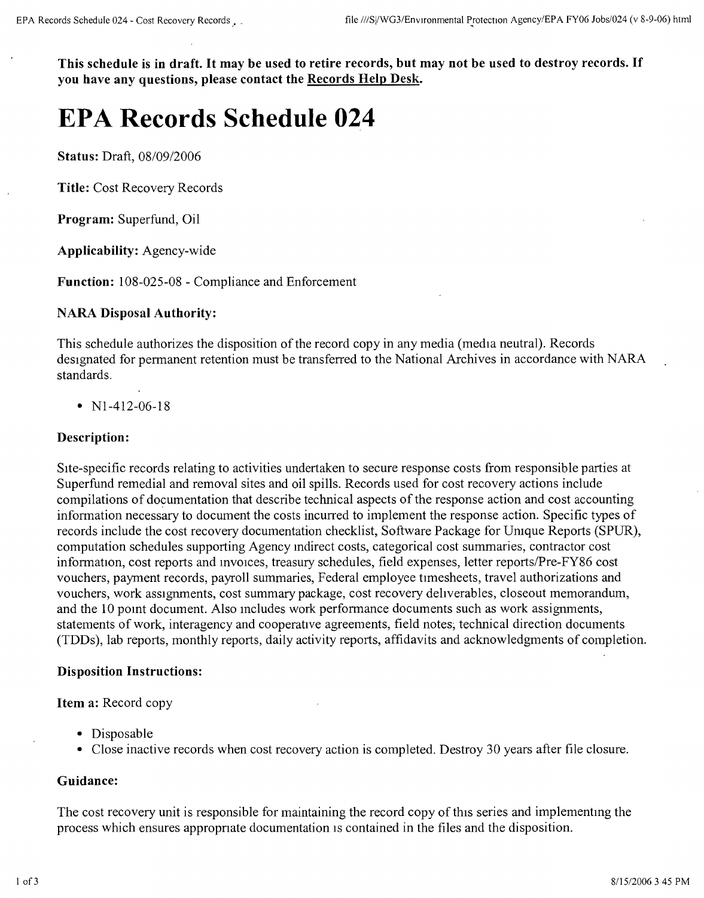**This schedule is in draft. It may be used to retire records, but may not be used to destroy records. If you have any questions, please contact the Records Help Desk.**

# EPA Records Schedule 024

**Status:** Draft, 08/09/2006

**Title:** Cost Recovery Records

**Program:** Superfund, Oil

**Applicability:** Agency-wide

**Function:** 108-025-08 - Compliance and Enforcement

### NARA Disposal Authority:

This schedule authorizes the disposition of the record copy in any media (media neutral). Records designated for permanent retention must be transferred to the National Archives in accordance with NARA standards.

- N1-412-06-18

### Description:

Site-specific records relating to activities undertaken to secure response costs from responsible parties at Superfund remedial and removal sites and oil spills. Records used for cost recovery actions include compilations of documentation that describe technical aspects of the response action and cost accounting information necessary to document the costs incurred to implement the response action. Specific types of records include the cost recovery documentation checklist, Software Package for Unique Reports (SPUR), computation schedules supporting Agency indirect costs, categorical cost summaries, contractor cost information, cost reports and invoices, treasury schedules, field expenses, letter reports/Pre-FY86 cost vouchers, payment records, payroll summaries, Federal employee timesheets, travel authorizations and vouchers, work assignments, cost summary package, cost recovery deliverables, closeout memorandum, and the 10 point document. Also includes work performance documents such as work assignments, statements of work, interagency and cooperative agreements, field notes, technical direction documents (TDDs), lab reports, monthly reports, daily activity reports, affidavits and acknowledgments of completion.

### Disposition Instructions:

**Item a:** Record copy

- Disposable
- Close inactive records when cost recovery action is completed. Destroy 30 years after file closure.

### Guidance:

The cost recovery unit is responsible for maintaining the record copy of this series and implementing the process which ensures appropriate documentation is contained in the files and the disposition.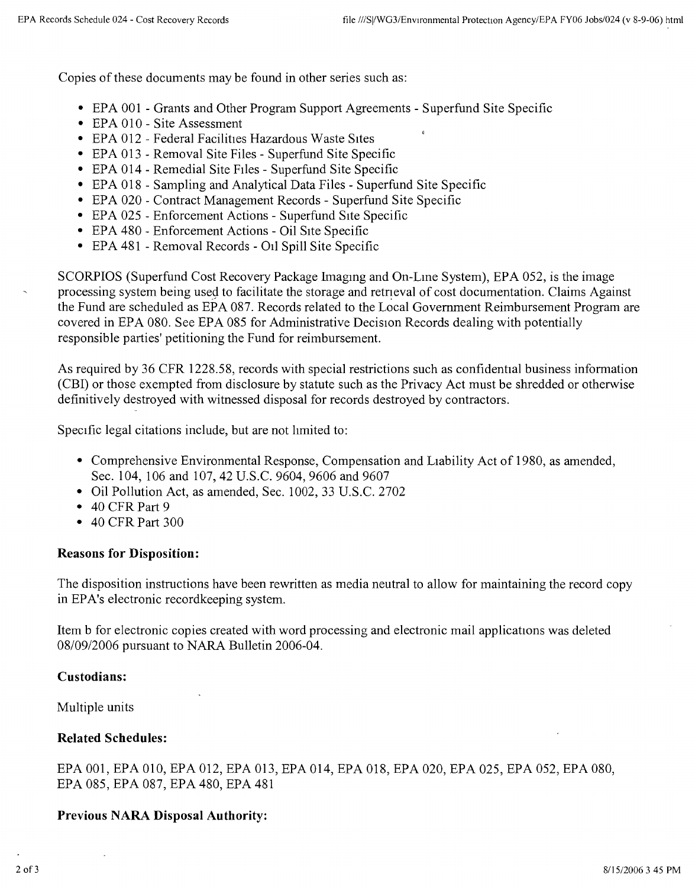Copies of these documents may be found in other series such as:

- EPA 001 - Grants and Other Program Support Agreements - Superfund Site Specific
- EPA 010 - Site Assessment
- EPA 012 - Federal Facilities Hazardous Waste Sites
- EPA 013 - Removal Site Files - Superfund Site Specific
- EPA 014 - Remedial Site Files - Superfund Site Specific
- EPA 018 - Sampling and Analytical Data Files - Superfund Site Specific
- EPA 020 - Contract Management Records - Superfund Site Specific
- EPA 025 - Enforcement Actions - Superfund Site Specific
- EPA 480 - Enforcement Actions - Oil Site Specific
- EPA 481 - Removal Records - Oil Spill Site Specific

SCORPIOS (Superfund Cost Recovery Package Imaging and On-Line System), EPA 052, is the image processing system being used to facilitate the storage and retrieval of cost documentation. Claims Against the Fund are scheduled as EPA 087. Records related to the Local Government Reimbursement Program are covered in EPA 080. See EPA 085 for Administrative Decision Records dealing with potentially responsible parties' petitioning the Fund for reimbursement.

As required by 36 CFR 1228.58, records with special restrictions such as confidential business information (CBI) or those exempted from disclosure by statute such as the Privacy Act must be shredded or otherwise definitively destroyed with witnessed disposal for records destroyed by contractors.

Specific legal citations include, but are not limited to:

- Comprehensive Environmental Response, Compensation and Liability Act of 1980, as amended, Sec. 104, 106 and 107, 42 U.S.C. 9604, 9606 and 9607
- Oil Pollution Act, as amended, Sec. 1002, 33 U.S.C. 2702
- 40 CFR Part 9
- 40 CFR Part 300

**Reasons for Disposition:**

The disposition instructions have been rewritten as media neutral to allow for maintaining the record copy in EPA's electronic recordkeeping system.

Item b for electronic copies created with word processing and electronic mail applications was deleted 08/09/2006 pursuant to NARA Bulletin 2006-04.

**Custodians:**

Multiple units

**Related Schedules:**

EPA 001, EPA 010, EPA 012, EPA 013, EPA 014, EPA 018, EPA 020, EPA 025, EPA 052, EPA 080, EPA 085, EPA 087, EPA 480, EPA 481

**Previous NARA Disposal Authority:**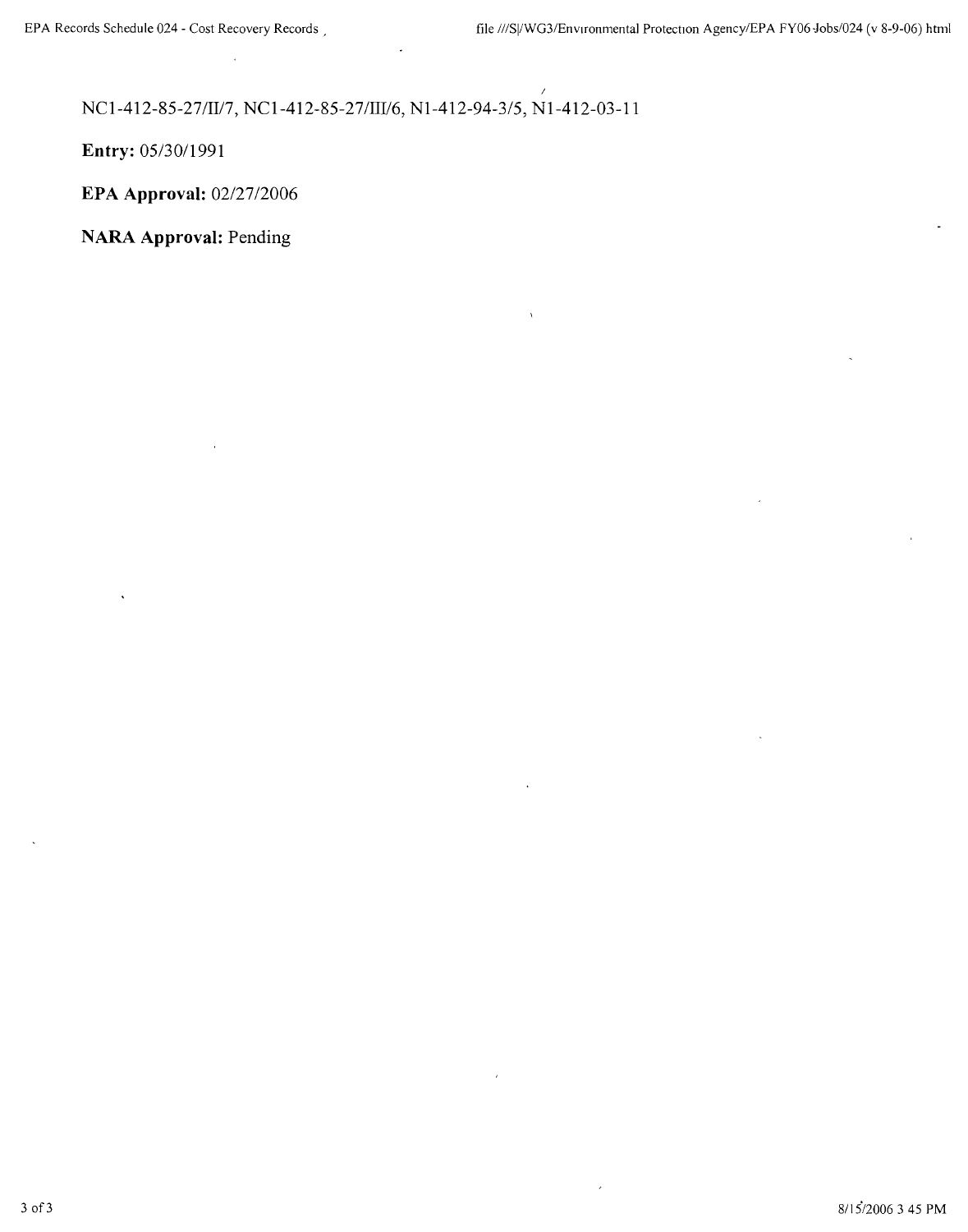NC1-412-85-27/II/7, NC1-412-85-27/III/6, N1-412-94-3/5, N1-412-03-11

**Entry:** 05/30/1991

**EPA Approval:** 02/27/2006

**NARA Approval:** Pending